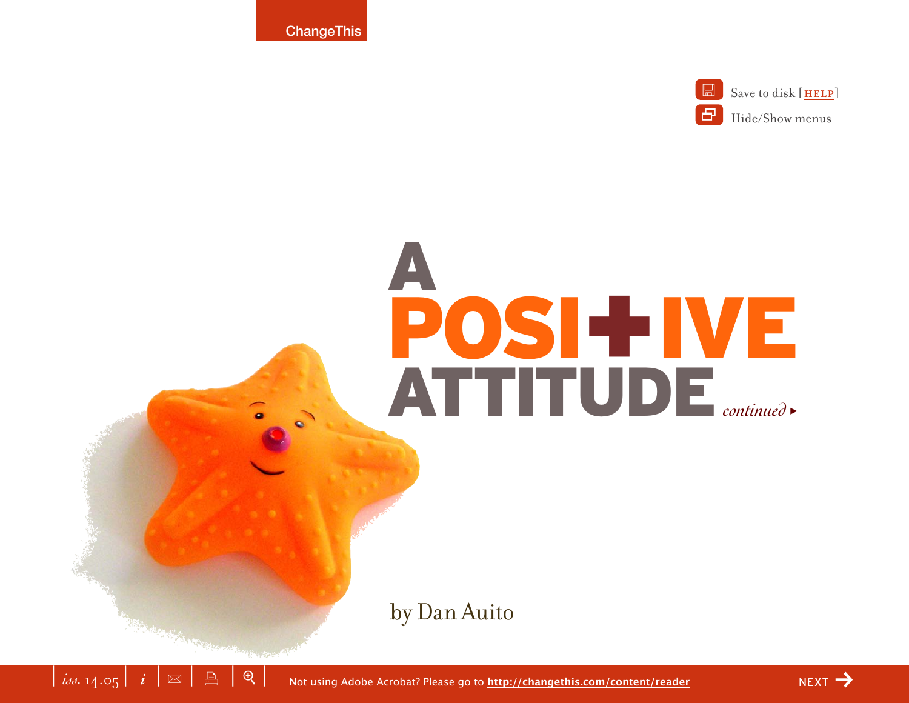# A POSITIVE ATTITUDE

*continued*

by Dan Auito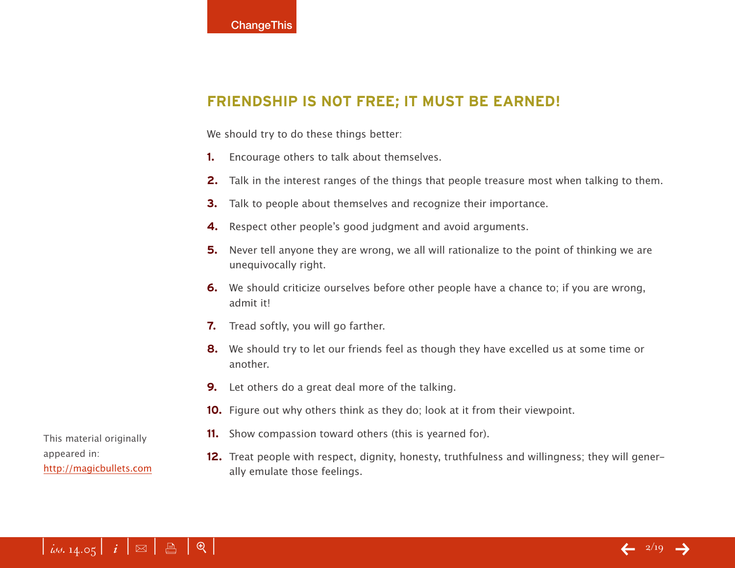## FRIENDSHIP IS NOT FREE; IT MUST BE EARNED!

We should try to do these things better:

1. Encourage others to talk about themselves.
2. Talk in the interest ranges of the things that people treasure most when talking to them.
3. Talk to people about themselves and recognize their importance.
4. Respect other people's good judgment and avoid arguments.
5. Never tell anyone they are wrong, we all will rationalize to the point of thinking we are unequivocally right.
6. We should criticize ourselves before other people have a chance to; if you are wrong, admit it!
7. Tread softly, you will go farther.
8. We should try to let our friends feel as though they have excelled us at some time or another.
9. Let others do a great deal more of the talking.
10. Figure out why others think as they do; look at it from their viewpoint.
11. Show compassion toward others (this is yearned for).
12. Treat people with respect, dignity, honesty, truthfulness and willingness; they will generally emulate those feelings.

This material originally appeared in: http://magicbullets.com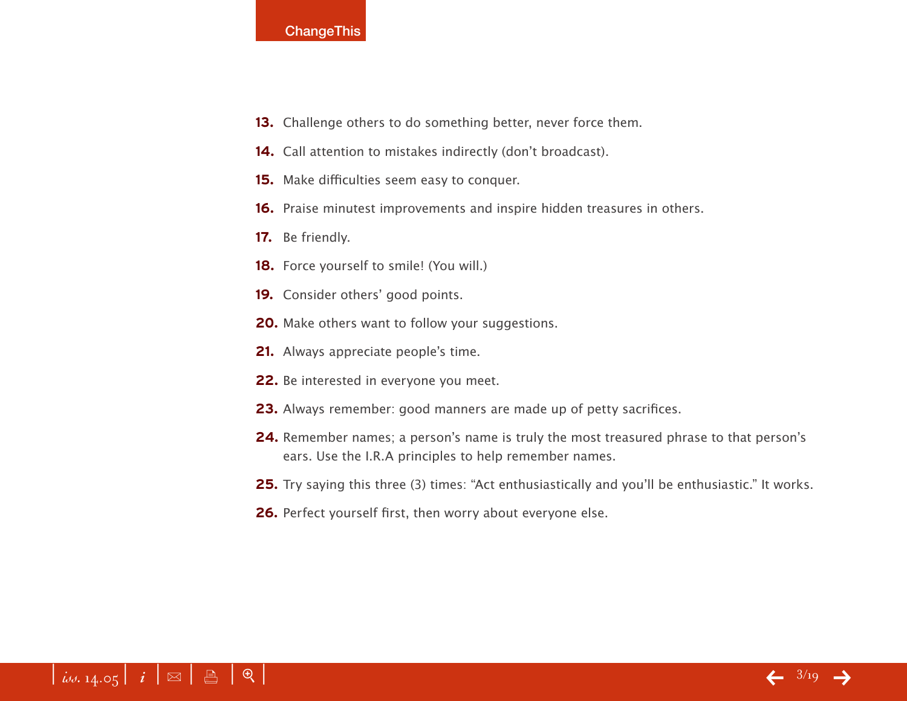**13.** Challenge others to do something better, never force them.

**14.** Call attention to mistakes indirectly (don't broadcast).

**15.** Make difficulties seem easy to conquer.

**16.** Praise minutest improvements and inspire hidden treasures in others.

**17.** Be friendly.

**18.** Force yourself to smile! (You will.)

**19.** Consider others' good points.

**20.** Make others want to follow your suggestions.

**21.** Always appreciate people's time.

**22.** Be interested in everyone you meet.

**23.** Always remember: good manners are made up of petty sacrifices.

**24.** Remember names; a person's name is truly the most treasured phrase to that person's ears. Use the I.R.A principles to help remember names.

**25.** Try saying this three (3) times: "Act enthusiastically and you'll be enthusiastic." It works.

**26.** Perfect yourself first, then worry about everyone else.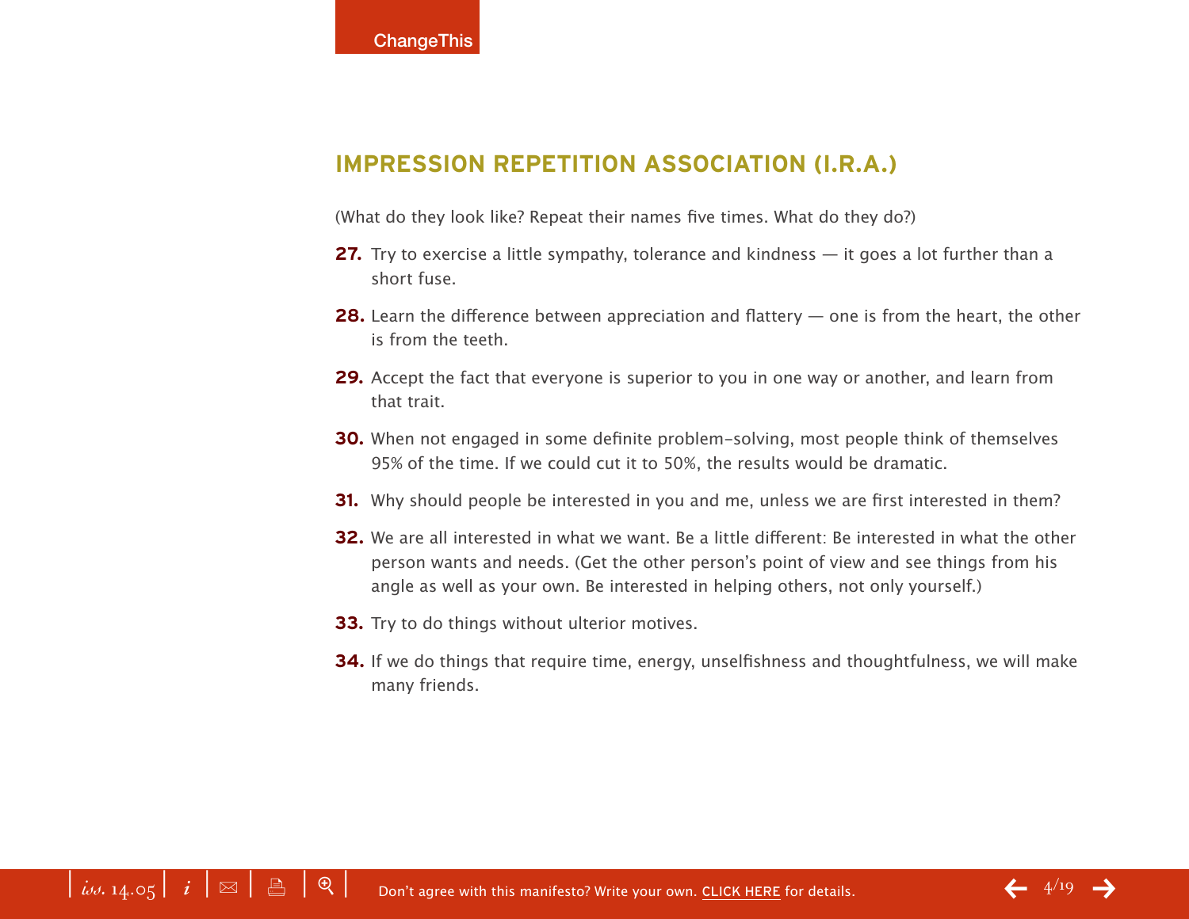## IMPRESSION REPETITION ASSOCIATION (I.R.A.)

(What do they look like? Repeat their names five times. What do they do?)

**27.** Try to exercise a little sympathy, tolerance and kindness — it goes a lot further than a short fuse.

**28.** Learn the difference between appreciation and flattery — one is from the heart, the other is from the teeth.

**29.** Accept the fact that everyone is superior to you in one way or another, and learn from that trait.

**30.** When not engaged in some definite problem-solving, most people think of themselves 95% of the time. If we could cut it to 50%, the results would be dramatic.

**31.** Why should people be interested in you and me, unless we are first interested in them?

**32.** We are all interested in what we want. Be a little different: Be interested in what the other person wants and needs. (Get the other person's point of view and see things from his angle as well as your own. Be interested in helping others, not only yourself.)

**33.** Try to do things without ulterior motives.

**34.** If we do things that require time, energy, unselfishness and thoughtfulness, we will make many friends.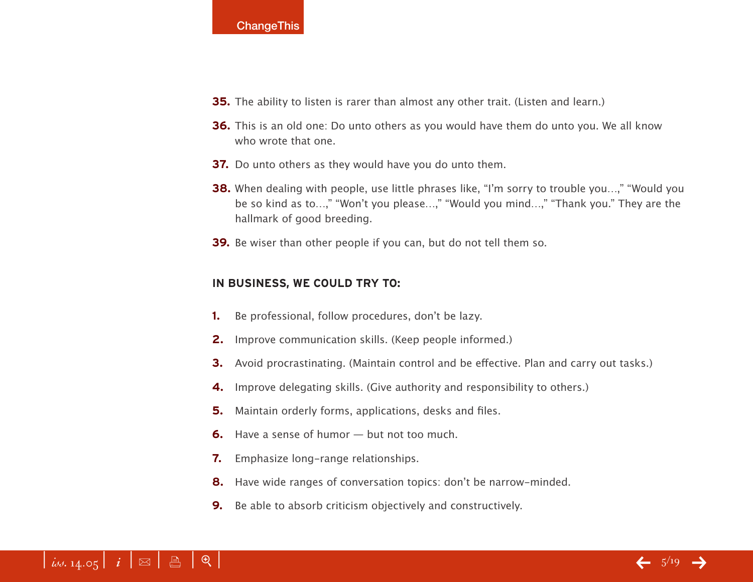**35.** The ability to listen is rarer than almost any other trait. (Listen and learn.)

**36.** This is an old one: Do unto others as you would have them do unto you. We all know who wrote that one.

**37.** Do unto others as they would have you do unto them.

**38.** When dealing with people, use little phrases like, "I'm sorry to trouble you…," "Would you be so kind as to…," "Won't you please…," "Would you mind…," "Thank you." They are the hallmark of good breeding.

**39.** Be wiser than other people if you can, but do not tell them so.

**IN BUSINESS, WE COULD TRY TO:**

**1.** Be professional, follow procedures, don't be lazy.

**2.** Improve communication skills. (Keep people informed.)

**3.** Avoid procrastinating. (Maintain control and be effective. Plan and carry out tasks.)

**4.** Improve delegating skills. (Give authority and responsibility to others.)

**5.** Maintain orderly forms, applications, desks and files.

**6.** Have a sense of humor — but not too much.

**7.** Emphasize long-range relationships.

**8.** Have wide ranges of conversation topics: don't be narrow-minded.

**9.** Be able to absorb criticism objectively and constructively.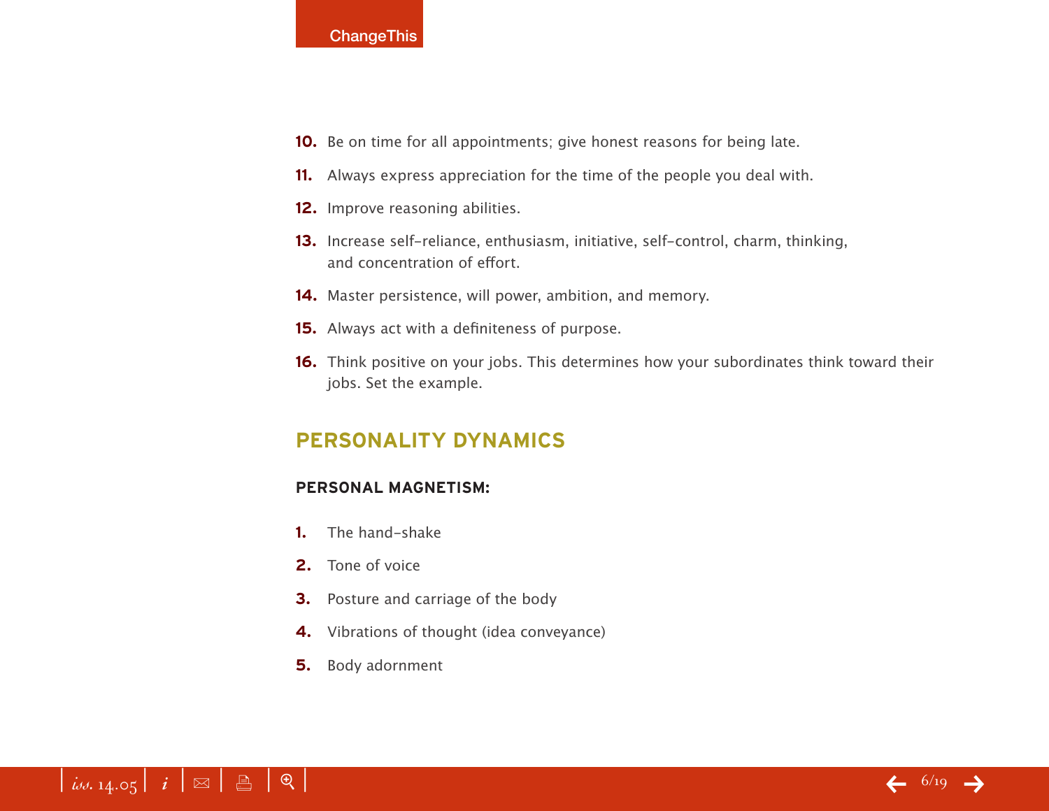10. Be on time for all appointments; give honest reasons for being late.
11. Always express appreciation for the time of the people you deal with.
12. Improve reasoning abilities.
13. Increase self-reliance, enthusiasm, initiative, self-control, charm, thinking, and concentration of effort.
14. Master persistence, will power, ambition, and memory.
15. Always act with a definiteness of purpose.
16. Think positive on your jobs. This determines how your subordinates think toward their jobs. Set the example.

## PERSONALITY DYNAMICS

### PERSONAL MAGNETISM:

1. The hand-shake
2. Tone of voice
3. Posture and carriage of the body
4. Vibrations of thought (idea conveyance)
5. Body adornment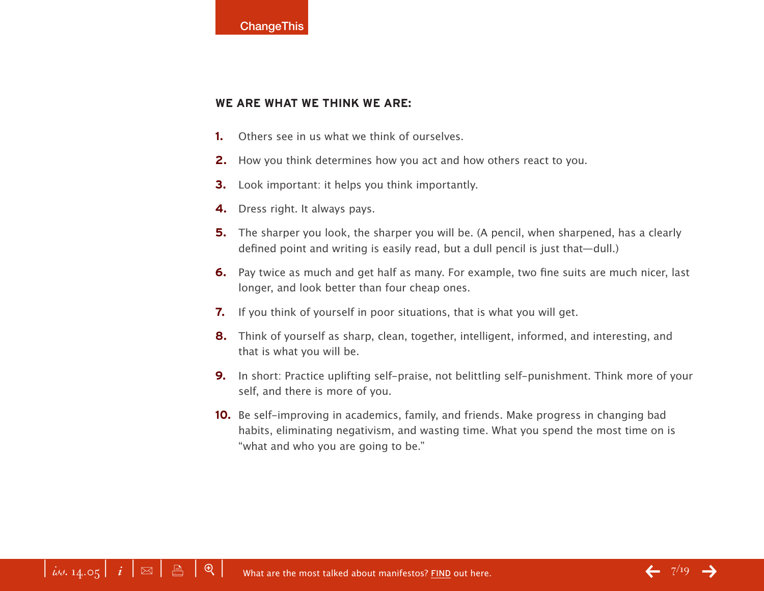**WE ARE WHAT WE THINK WE ARE:**

1. Others see in us what we think of ourselves.
2. How you think determines how you act and how others react to you.
3. Look important: it helps you think importantly.
4. Dress right. It always pays.
5. The sharper you look, the sharper you will be. (A pencil, when sharpened, has a clearly defined point and writing is easily read, but a dull pencil is just that—dull.)
6. Pay twice as much and get half as many. For example, two fine suits are much nicer, last longer, and look better than four cheap ones.
7. If you think of yourself in poor situations, that is what you will get.
8. Think of yourself as sharp, clean, together, intelligent, informed, and interesting, and that is what you will be.
9. In short: Practice uplifting self-praise, not belittling self-punishment. Think more of your self, and there is more of you.
10. Be self-improving in academics, family, and friends. Make progress in changing bad habits, eliminating negativism, and wasting time. What you spend the most time on is "what and who you are going to be."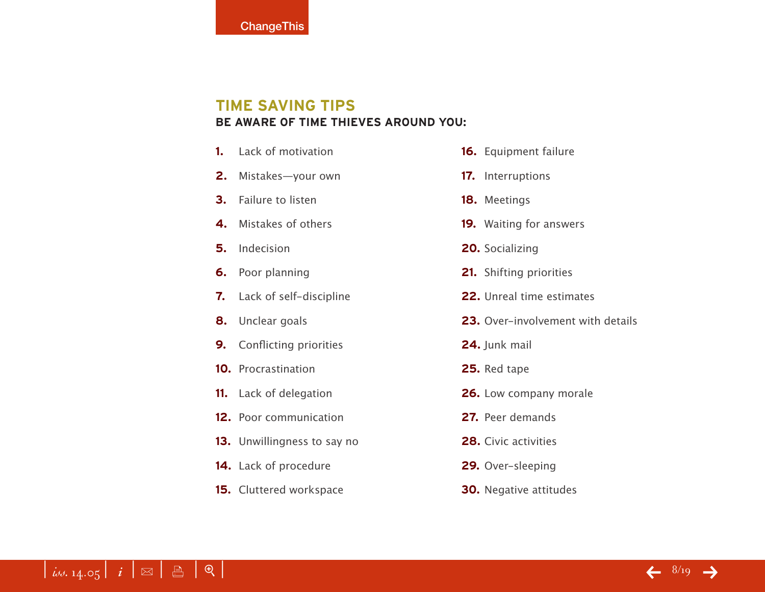## TIME SAVING TIPS

### BE AWARE OF TIME THIEVES AROUND YOU:

1. Lack of motivation
2. Mistakes—your own
3. Failure to listen
4. Mistakes of others
5. Indecision
6. Poor planning
7. Lack of self-discipline
8. Unclear goals
9. Conflicting priorities
10. Procrastination
11. Lack of delegation
12. Poor communication
13. Unwillingness to say no
14. Lack of procedure
15. Cluttered workspace
16. Equipment failure
17. Interruptions
18. Meetings
19. Waiting for answers
20. Socializing
21. Shifting priorities
22. Unreal time estimates
23. Over-involvement with details
24. Junk mail
25. Red tape
26. Low company morale
27. Peer demands
28. Civic activities
29. Over-sleeping
30. Negative attitudes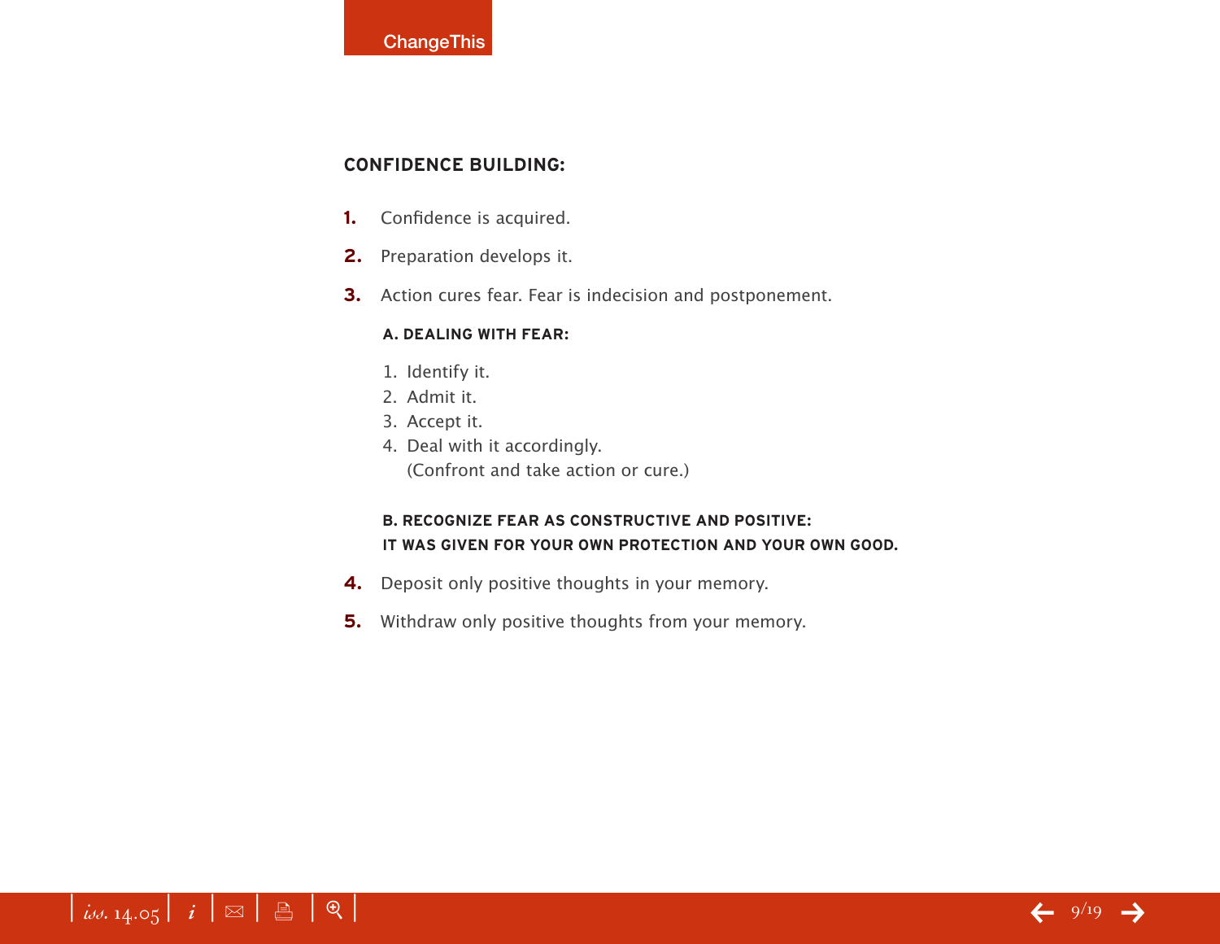## CONFIDENCE BUILDING:

1. Confidence is acquired.
2. Preparation develops it.
3. Action cures fear. Fear is indecision and postponement.

   **A. DEALING WITH FEAR:**

   1. Identify it.
   2. Admit it.
   3. Accept it.
   4. Deal with it accordingly.
      (Confront and take action or cure.)

   **B. RECOGNIZE FEAR AS CONSTRUCTIVE AND POSITIVE: IT WAS GIVEN FOR YOUR OWN PROTECTION AND YOUR OWN GOOD.**

4. Deposit only positive thoughts in your memory.
5. Withdraw only positive thoughts from your memory.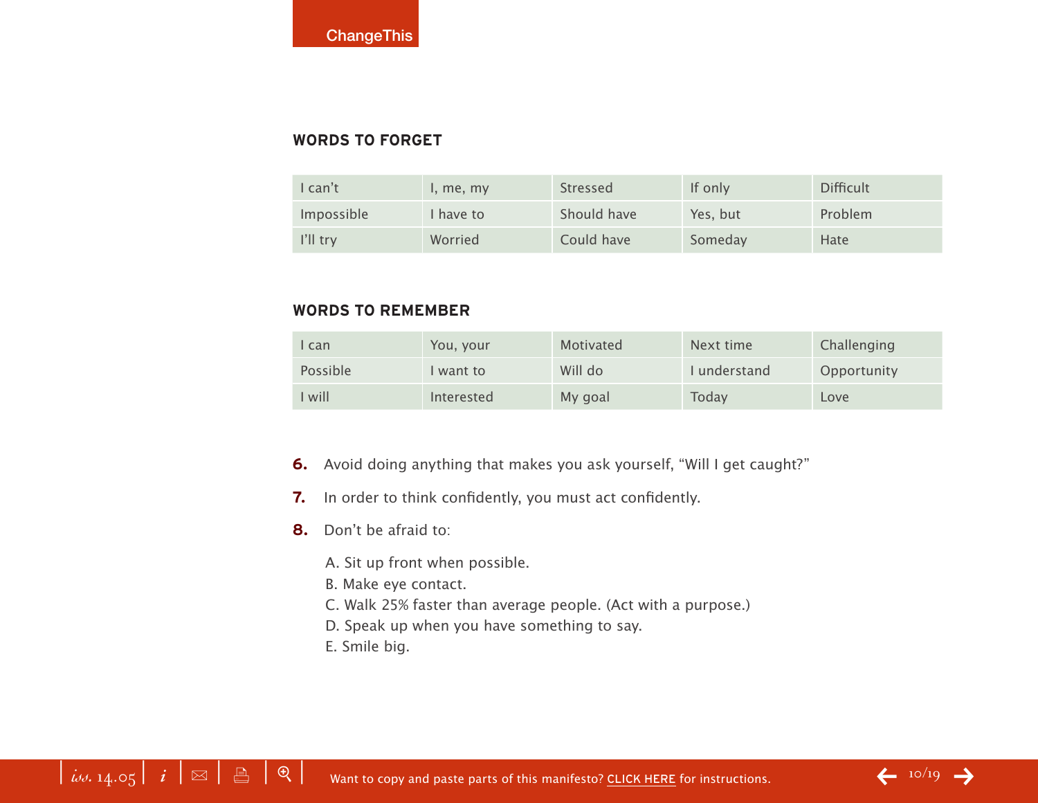## WORDS TO FORGET

| | | | | |
|---|---|---|---|---|
| I can't | I, me, my | Stressed | If only | Difficult |
| Impossible | I have to | Should have | Yes, but | Problem |
| I'll try | Worried | Could have | Someday | Hate |

## WORDS TO REMEMBER

| | | | | |
|---|---|---|---|---|
| I can | You, your | Motivated | Next time | Challenging |
| Possible | I want to | Will do | I understand | Opportunity |
| I will | Interested | My goal | Today | Love |

**6.** Avoid doing anything that makes you ask yourself, "Will I get caught?"

**7.** In order to think confidently, you must act confidently.

**8.** Don't be afraid to:

A. Sit up front when possible.
B. Make eye contact.
C. Walk 25% faster than average people. (Act with a purpose.)
D. Speak up when you have something to say.
E. Smile big.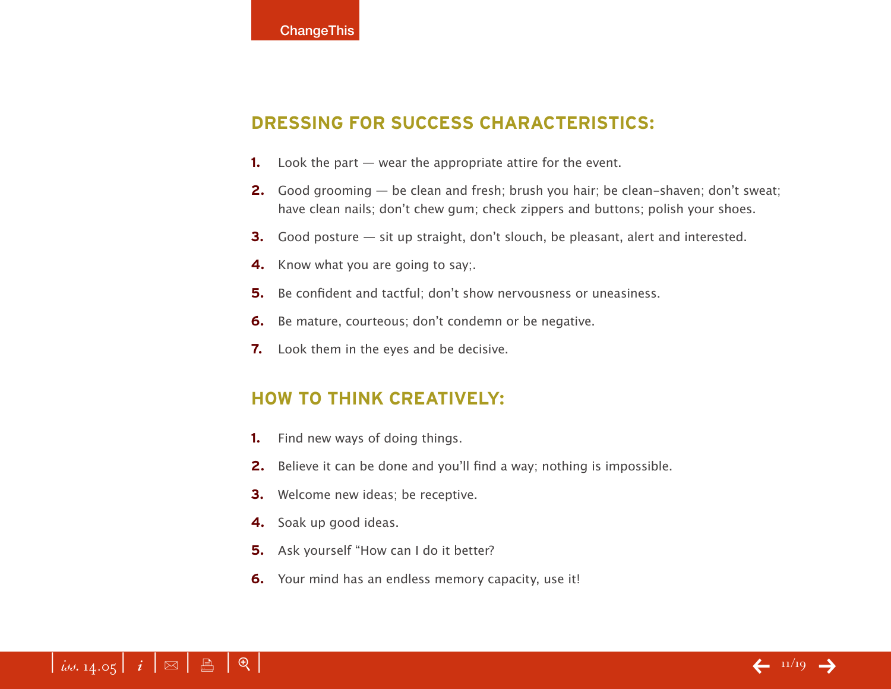## DRESSING FOR SUCCESS CHARACTERISTICS:

1. Look the part — wear the appropriate attire for the event.
2. Good grooming — be clean and fresh; brush you hair; be clean-shaven; don't sweat; have clean nails; don't chew gum; check zippers and buttons; polish your shoes.
3. Good posture — sit up straight, don't slouch, be pleasant, alert and interested.
4. Know what you are going to say;.
5. Be confident and tactful; don't show nervousness or uneasiness.
6. Be mature, courteous; don't condemn or be negative.
7. Look them in the eyes and be decisive.

## HOW TO THINK CREATIVELY:

1. Find new ways of doing things.
2. Believe it can be done and you'll find a way; nothing is impossible.
3. Welcome new ideas; be receptive.
4. Soak up good ideas.
5. Ask yourself "How can I do it better?
6. Your mind has an endless memory capacity, use it!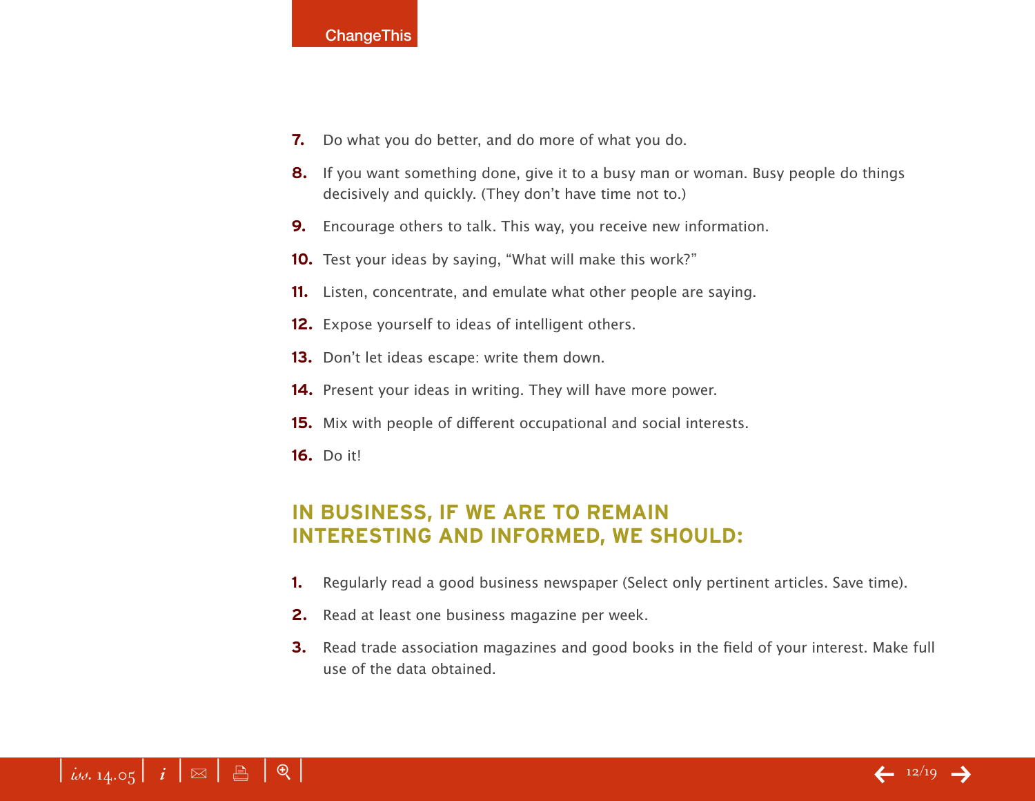7. Do what you do better, and do more of what you do.
8. If you want something done, give it to a busy man or woman. Busy people do things decisively and quickly. (They don't have time not to.)
9. Encourage others to talk. This way, you receive new information.
10. Test your ideas by saying, "What will make this work?"
11. Listen, concentrate, and emulate what other people are saying.
12. Expose yourself to ideas of intelligent others.
13. Don't let ideas escape: write them down.
14. Present your ideas in writing. They will have more power.
15. Mix with people of different occupational and social interests.
16. Do it!

## IN BUSINESS, IF WE ARE TO REMAIN INTERESTING AND INFORMED, WE SHOULD:

1. Regularly read a good business newspaper (Select only pertinent articles. Save time).
2. Read at least one business magazine per week.
3. Read trade association magazines and good books in the field of your interest. Make full use of the data obtained.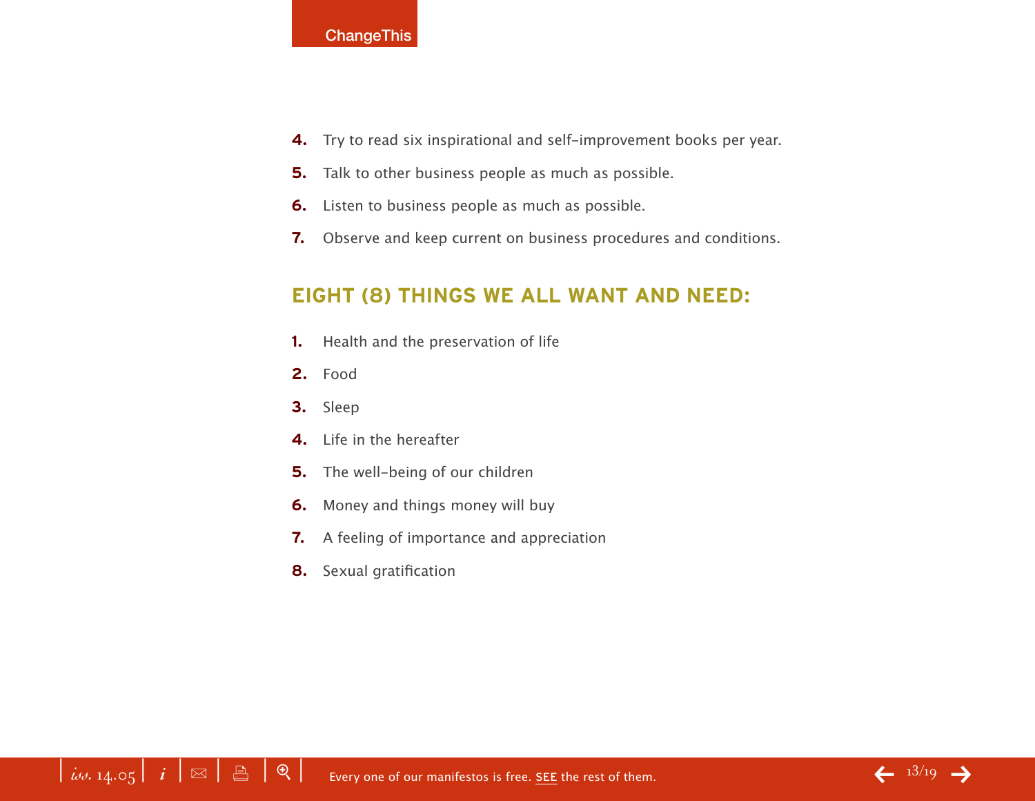4. Try to read six inspirational and self-improvement books per year.
5. Talk to other business people as much as possible.
6. Listen to business people as much as possible.
7. Observe and keep current on business procedures and conditions.

## EIGHT (8) THINGS WE ALL WANT AND NEED:

1. Health and the preservation of life
2. Food
3. Sleep
4. Life in the hereafter
5. The well-being of our children
6. Money and things money will buy
7. A feeling of importance and appreciation
8. Sexual gratification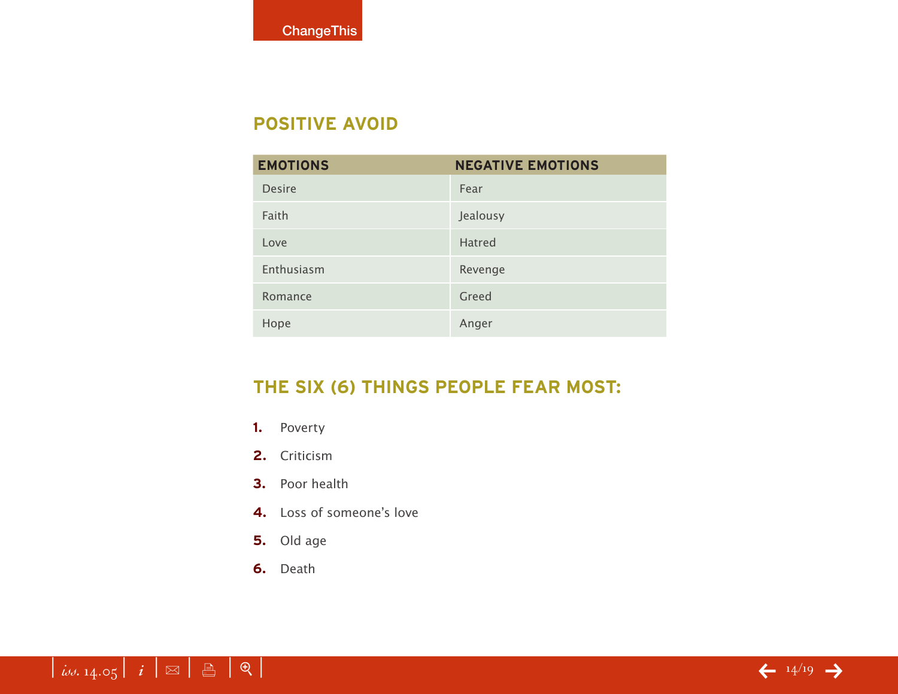## POSITIVE AVOID

| EMOTIONS | NEGATIVE EMOTIONS |
|---|---|
| Desire | Fear |
| Faith | Jealousy |
| Love | Hatred |
| Enthusiasm | Revenge |
| Romance | Greed |
| Hope | Anger |

## THE SIX (6) THINGS PEOPLE FEAR MOST:

1. Poverty
2. Criticism
3. Poor health
4. Loss of someone's love
5. Old age
6. Death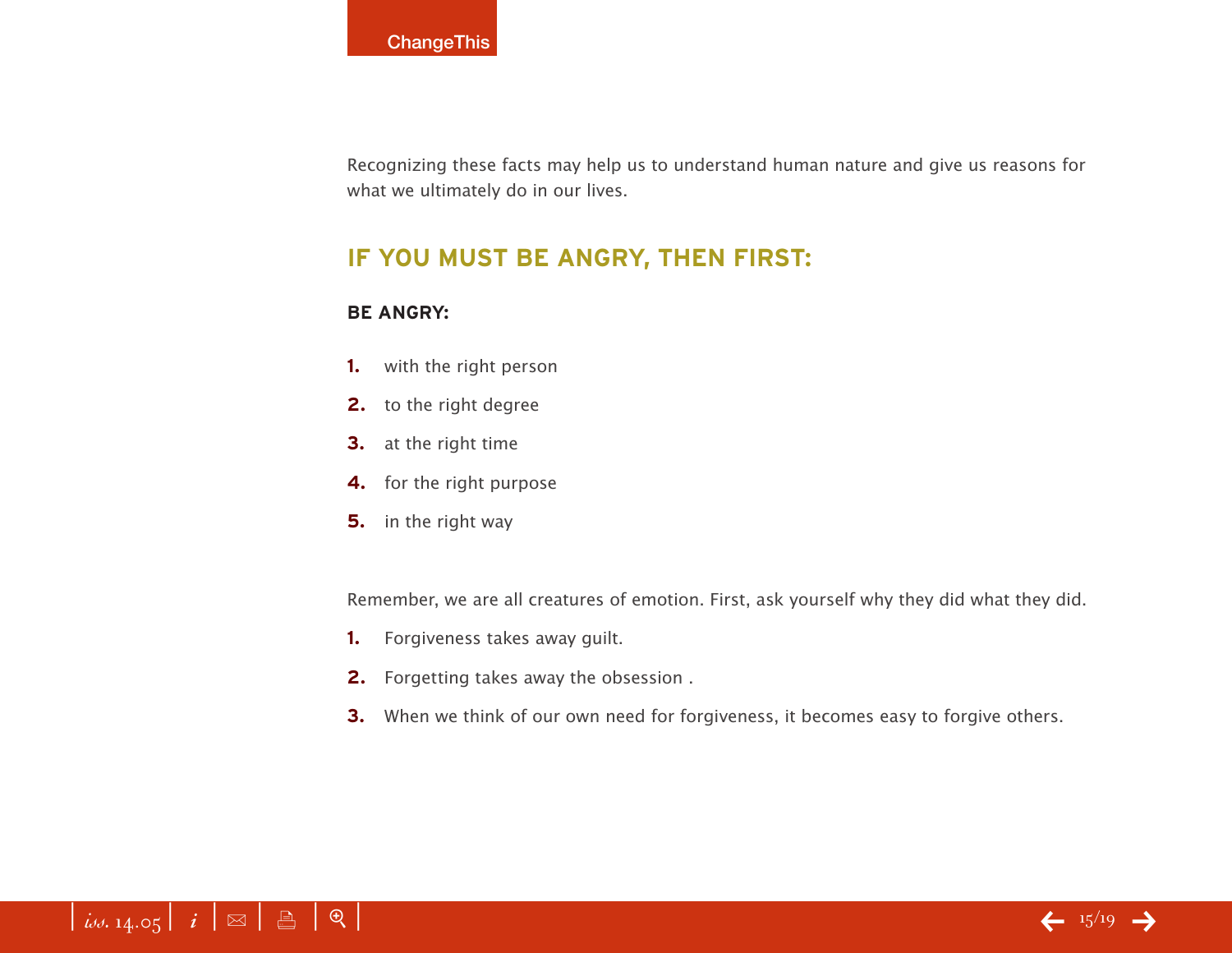Recognizing these facts may help us to understand human nature and give us reasons for what we ultimately do in our lives.

## IF YOU MUST BE ANGRY, THEN FIRST:

**BE ANGRY:**

1. with the right person
2. to the right degree
3. at the right time
4. for the right purpose
5. in the right way

Remember, we are all creatures of emotion. First, ask yourself why they did what they did.

1. Forgiveness takes away guilt.
2. Forgetting takes away the obsession .
3. When we think of our own need for forgiveness, it becomes easy to forgive others.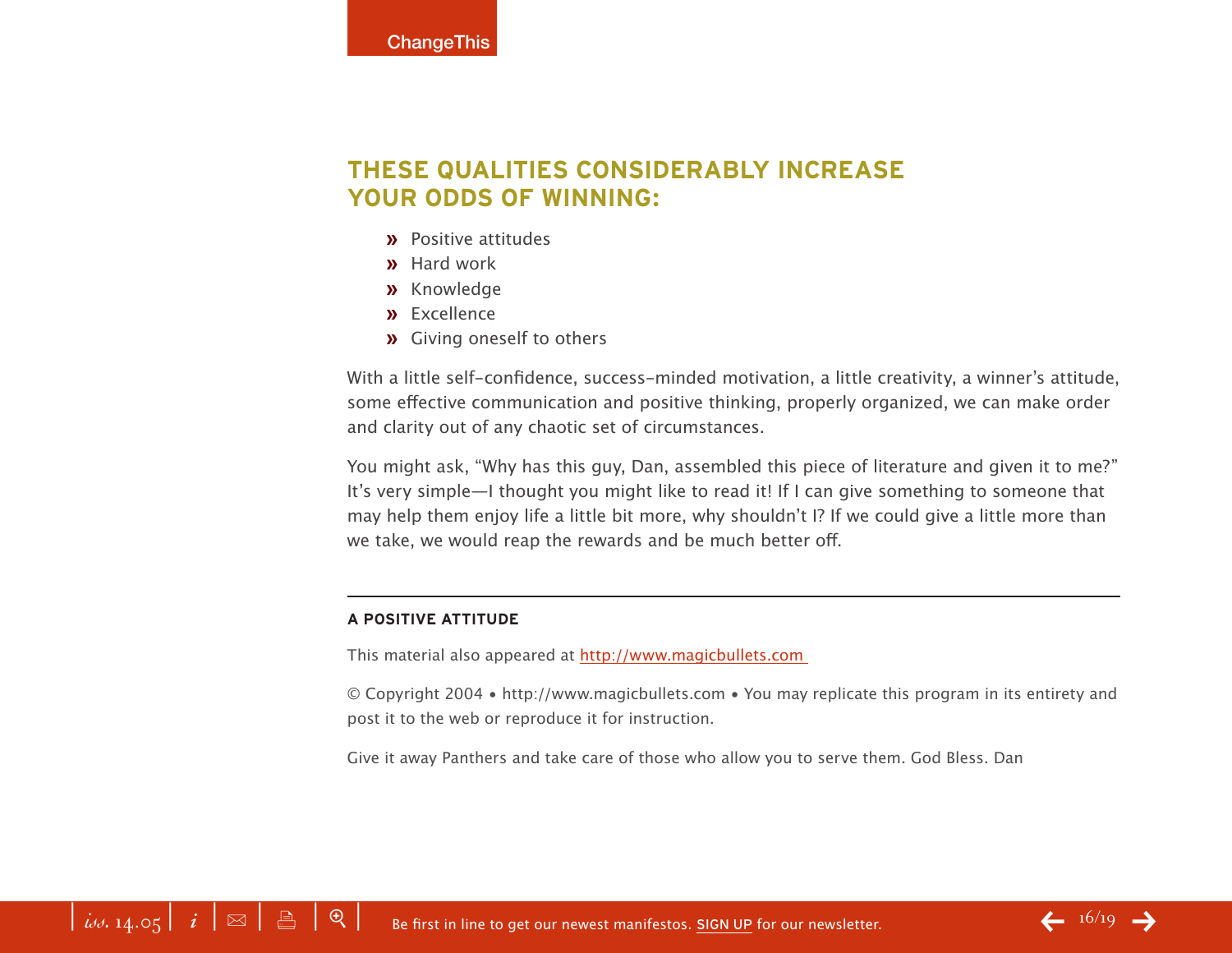## THESE QUALITIES CONSIDERABLY INCREASE YOUR ODDS OF WINNING:

- Positive attitudes
- Hard work
- Knowledge
- Excellence
- Giving oneself to others

With a little self-confidence, success-minded motivation, a little creativity, a winner's attitude, some effective communication and positive thinking, properly organized, we can make order and clarity out of any chaotic set of circumstances.

You might ask, "Why has this guy, Dan, assembled this piece of literature and given it to me?" It's very simple—I thought you might like to read it! If I can give something to someone that may help them enjoy life a little bit more, why shouldn't I? If we could give a little more than we take, we would reap the rewards and be much better off.

---

**A POSITIVE ATTITUDE**

This material also appeared at http://www.magicbullets.com

© Copyright 2004 • http://www.magicbullets.com • You may replicate this program in its entirety and post it to the web or reproduce it for instruction.

Give it away Panthers and take care of those who allow you to serve them. God Bless. Dan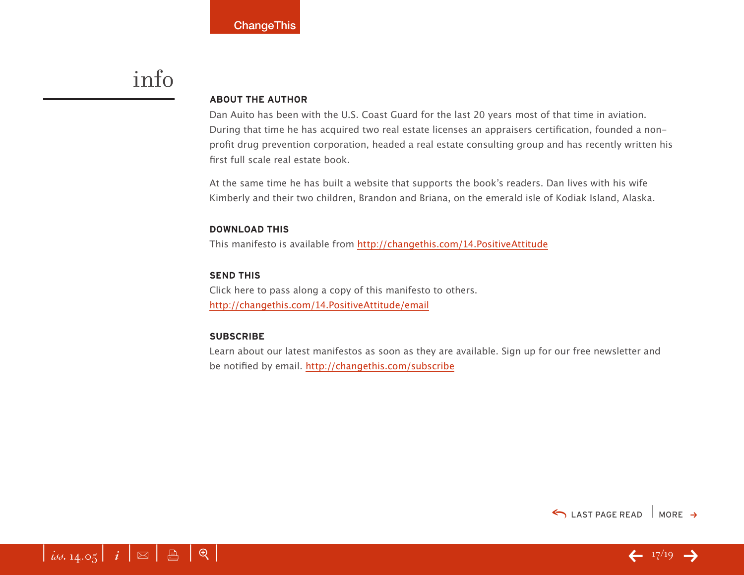# info

### ABOUT THE AUTHOR

Dan Auito has been with the U.S. Coast Guard for the last 20 years most of that time in aviation. During that time he has acquired two real estate licenses an appraisers certification, founded a non-profit drug prevention corporation, headed a real estate consulting group and has recently written his first full scale real estate book.

At the same time he has built a website that supports the book's readers. Dan lives with his wife Kimberly and their two children, Brandon and Briana, on the emerald isle of Kodiak Island, Alaska.

### DOWNLOAD THIS

This manifesto is available from http://changethis.com/14.PositiveAttitude

### SEND THIS

Click here to pass along a copy of this manifesto to others.
http://changethis.com/14.PositiveAttitude/email

### SUBSCRIBE

Learn about our latest manifestos as soon as they are available. Sign up for our free newsletter and be notified by email. http://changethis.com/subscribe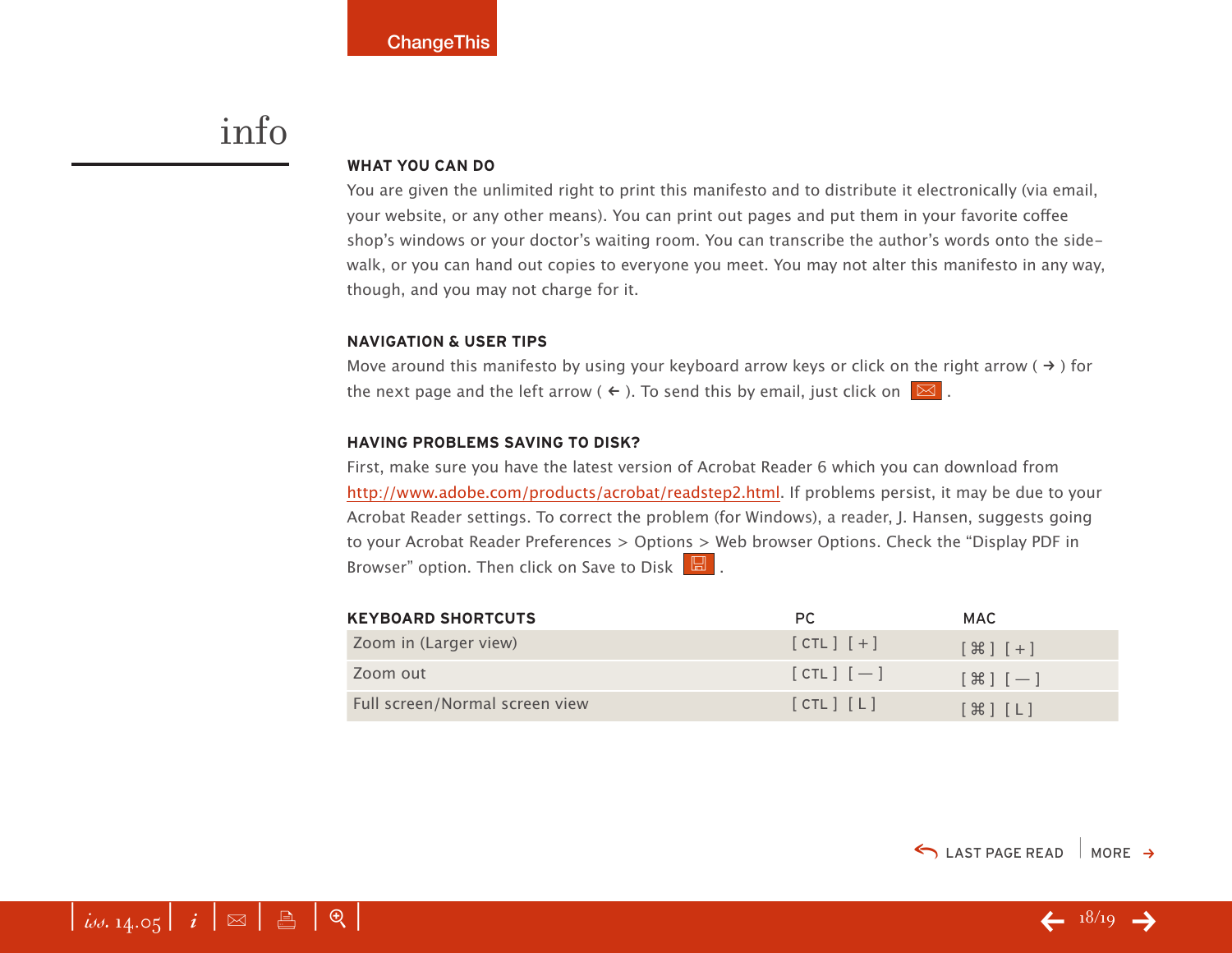# info

## WHAT YOU CAN DO

You are given the unlimited right to print this manifesto and to distribute it electronically (via email, your website, or any other means). You can print out pages and put them in your favorite coffee shop's windows or your doctor's waiting room. You can transcribe the author's words onto the side-walk, or you can hand out copies to everyone you meet. You may not alter this manifesto in any way, though, and you may not charge for it.

## NAVIGATION & USER TIPS

Move around this manifesto by using your keyboard arrow keys or click on the right arrow ( → ) for the next page and the left arrow ( ← ). To send this by email, just click on ✉ .

## HAVING PROBLEMS SAVING TO DISK?

First, make sure you have the latest version of Acrobat Reader 6 which you can download from http://www.adobe.com/products/acrobat/readstep2.html. If problems persist, it may be due to your Acrobat Reader settings. To correct the problem (for Windows), a reader, J. Hansen, suggests going to your Acrobat Reader Preferences > Options > Web browser Options. Check the "Display PDF in Browser" option. Then click on Save to Disk .

| KEYBOARD SHORTCUTS | PC | MAC |
|---|---|---|
| Zoom in (Larger view) | [ CTL ] [ + ] | [ ⌘ ] [ + ] |
| Zoom out | [ CTL ] [ — ] | [ ⌘ ] [ — ] |
| Full screen/Normal screen view | [ CTL ] [ L ] | [ ⌘ ] [ L ] |

LAST PAGE READ | MORE →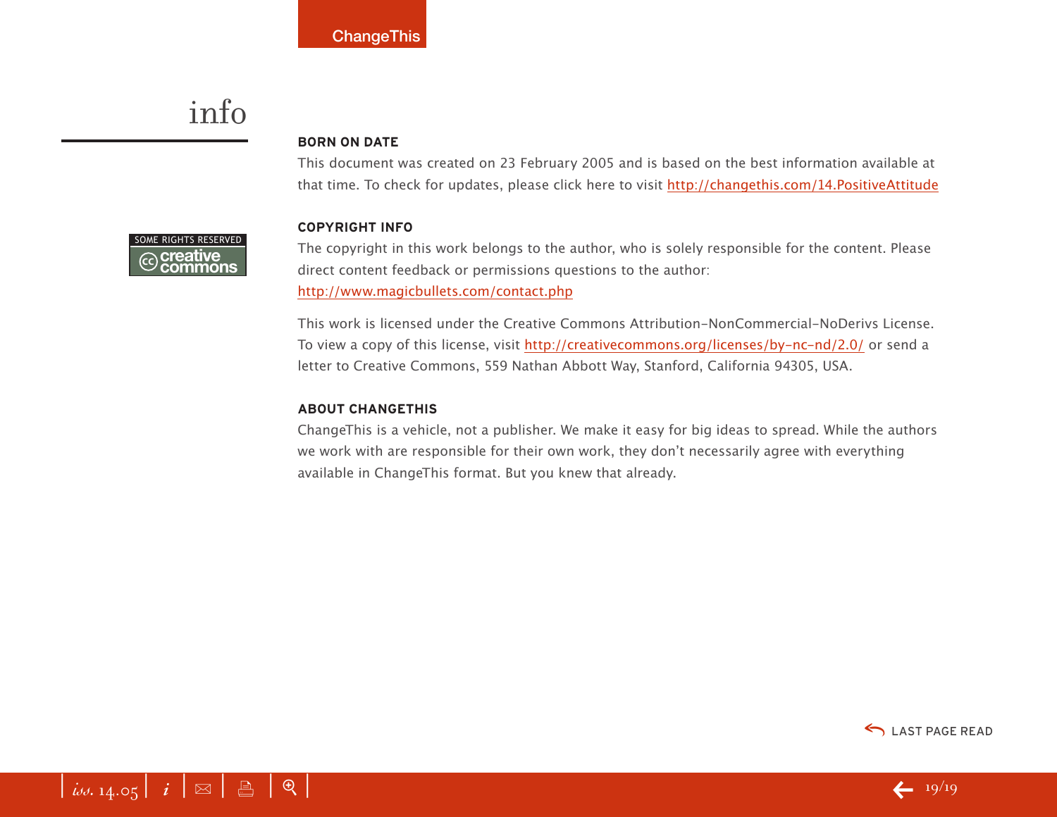# info

**BORN ON DATE**

This document was created on 23 February 2005 and is based on the best information available at that time. To check for updates, please click here to visit http://changethis.com/14.PositiveAttitude

**COPYRIGHT INFO**

SOME RIGHTS RESERVED creative commons

The copyright in this work belongs to the author, who is solely responsible for the content. Please direct content feedback or permissions questions to the author: http://www.magicbullets.com/contact.php

This work is licensed under the Creative Commons Attribution-NonCommercial-NoDerivs License. To view a copy of this license, visit http://creativecommons.org/licenses/by-nc-nd/2.0/ or send a letter to Creative Commons, 559 Nathan Abbott Way, Stanford, California 94305, USA.

**ABOUT CHANGETHIS**

ChangeThis is a vehicle, not a publisher. We make it easy for big ideas to spread. While the authors we work with are responsible for their own work, they don't necessarily agree with everything available in ChangeThis format. But you knew that already.